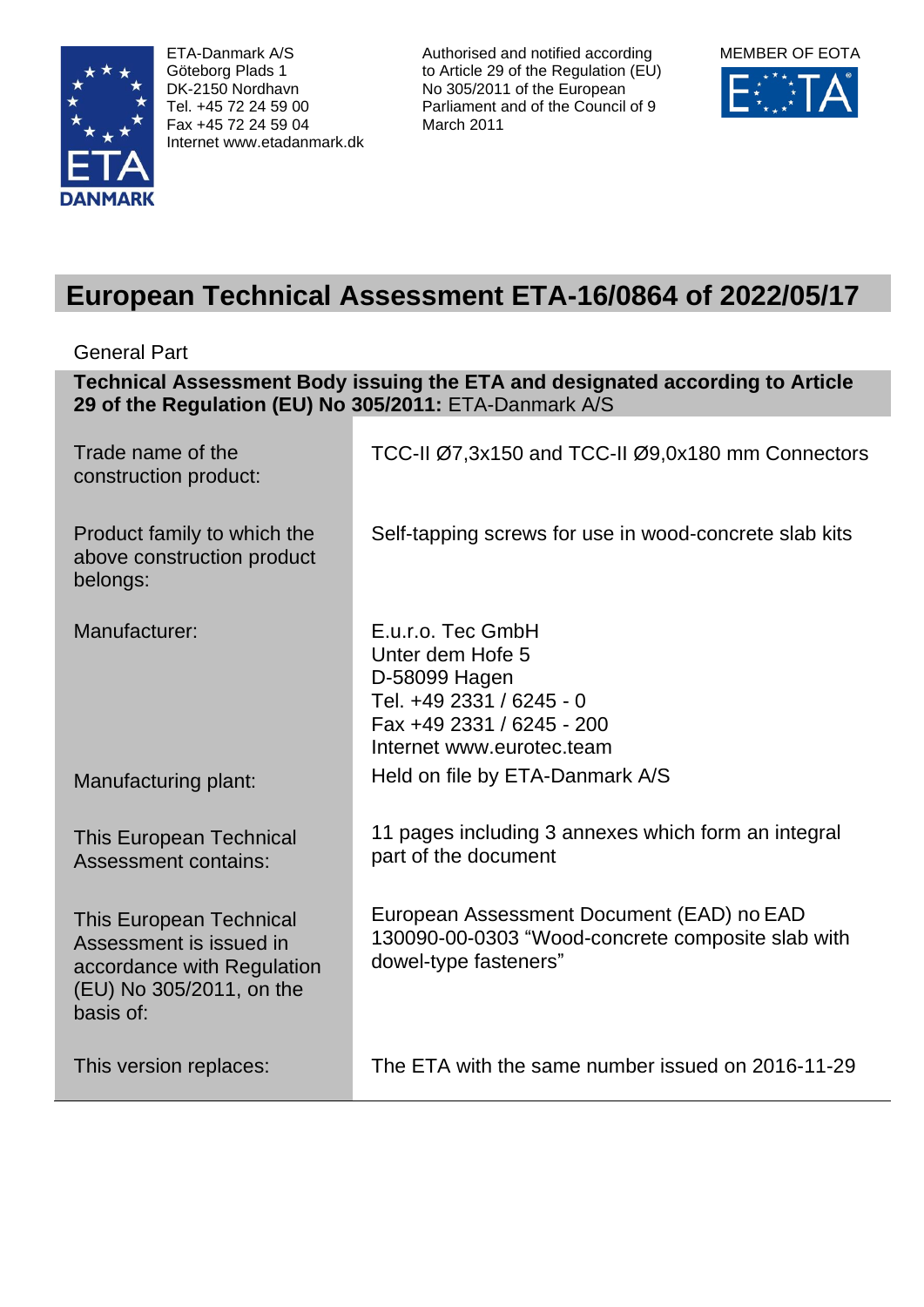ETA-Danmark A/S
Göteborg Plads 1
DK-2150 Nordhavn
Tel. +45 72 24 59 00
Fax +45 72 24 59 04
Internet www.etadanmark.dk

Authorised and notified according to Article 29 of the Regulation (EU) No 305/2011 of the European Parliament and of the Council of 9 March 2011

MEMBER OF EOTA

# European Technical Assessment ETA-16/0864 of 2022/05/17

General Part

| **Technical Assessment Body issuing the ETA and designated according to Article 29 of the Regulation (EU) No 305/2011:** ETA-Danmark A/S | |
|---|---|
| Trade name of the construction product: | TCC-II Ø7,3x150 and TCC-II Ø9,0x180 mm Connectors |
| Product family to which the above construction product belongs: | Self-tapping screws for use in wood-concrete slab kits |
| Manufacturer: | E.u.r.o. Tec GmbH<br>Unter dem Hofe 5<br>D-58099 Hagen<br>Tel. +49 2331 / 6245 - 0<br>Fax +49 2331 / 6245 - 200<br>Internet www.eurotec.team |
| Manufacturing plant: | Held on file by ETA-Danmark A/S |
| This European Technical Assessment contains: | 11 pages including 3 annexes which form an integral part of the document |
| This European Technical Assessment is issued in accordance with Regulation (EU) No 305/2011, on the basis of: | European Assessment Document (EAD) no EAD 130090-00-0303 “Wood-concrete composite slab with dowel-type fasteners” |
| This version replaces: | The ETA with the same number issued on 2016-11-29 |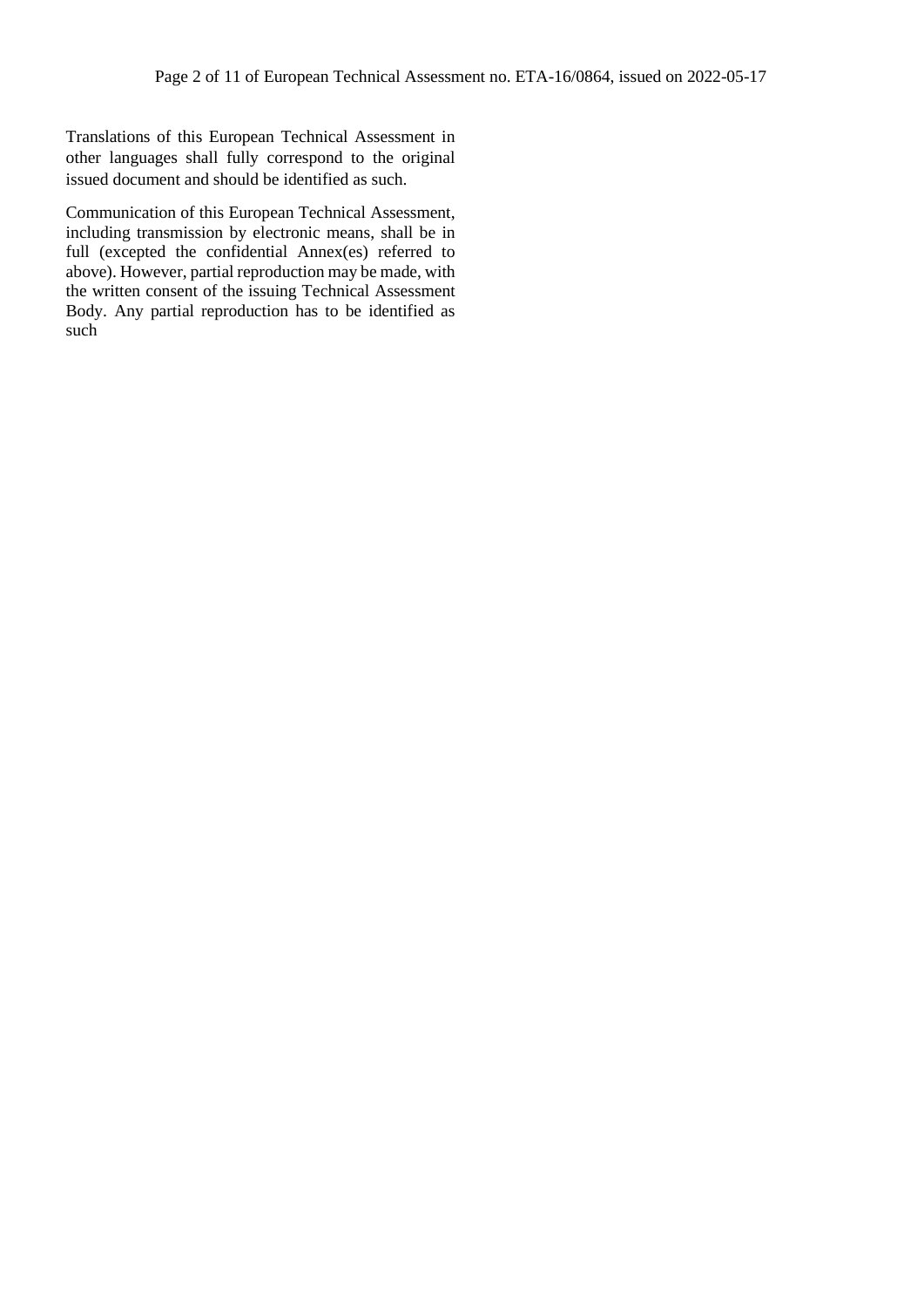Translations of this European Technical Assessment in other languages shall fully correspond to the original issued document and should be identified as such.

Communication of this European Technical Assessment, including transmission by electronic means, shall be in full (excepted the confidential Annex(es) referred to above). However, partial reproduction may be made, with the written consent of the issuing Technical Assessment Body. Any partial reproduction has to be identified as such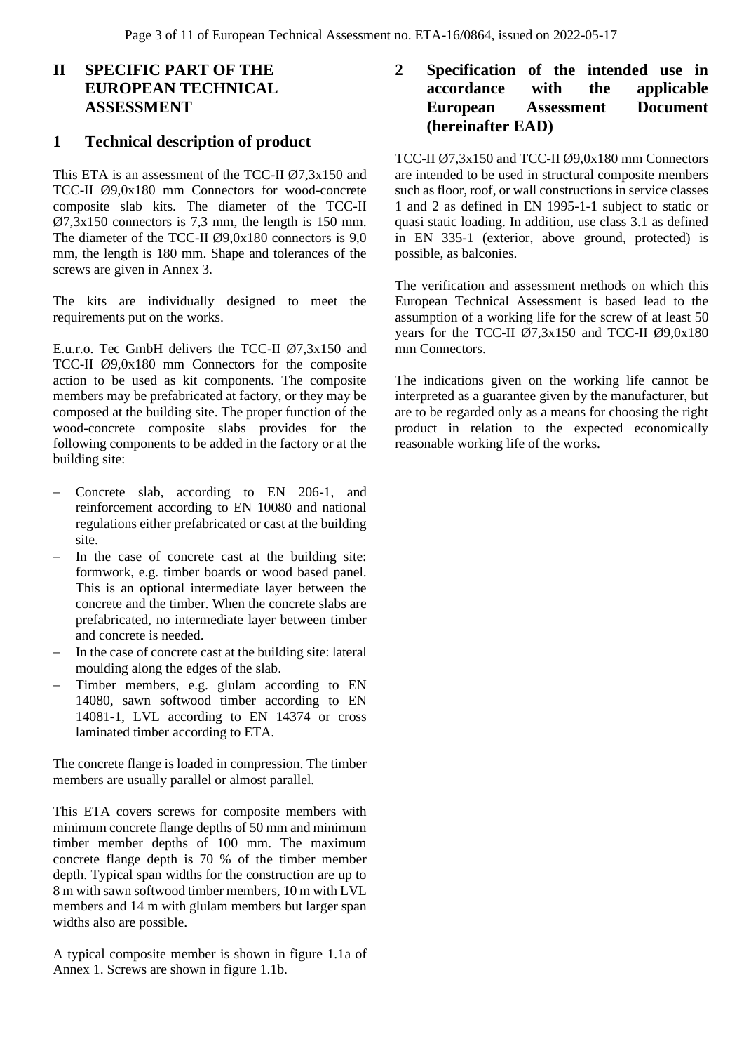# II SPECIFIC PART OF THE EUROPEAN TECHNICAL ASSESSMENT

## 1 Technical description of product

This ETA is an assessment of the TCC-II Ø7,3x150 and TCC-II Ø9,0x180 mm Connectors for wood-concrete composite slab kits. The diameter of the TCC-II Ø7,3x150 connectors is 7,3 mm, the length is 150 mm. The diameter of the TCC-II Ø9,0x180 connectors is 9,0 mm, the length is 180 mm. Shape and tolerances of the screws are given in Annex 3.

The kits are individually designed to meet the requirements put on the works.

E.u.r.o. Tec GmbH delivers the TCC-II Ø7,3x150 and TCC-II Ø9,0x180 mm Connectors for the composite action to be used as kit components. The composite members may be prefabricated at factory, or they may be composed at the building site. The proper function of the wood-concrete composite slabs provides for the following components to be added in the factory or at the building site:

- Concrete slab, according to EN 206-1, and reinforcement according to EN 10080 and national regulations either prefabricated or cast at the building site.
- In the case of concrete cast at the building site: formwork, e.g. timber boards or wood based panel. This is an optional intermediate layer between the concrete and the timber. When the concrete slabs are prefabricated, no intermediate layer between timber and concrete is needed.
- In the case of concrete cast at the building site: lateral moulding along the edges of the slab.
- Timber members, e.g. glulam according to EN 14080, sawn softwood timber according to EN 14081-1, LVL according to EN 14374 or cross laminated timber according to ETA.

The concrete flange is loaded in compression. The timber members are usually parallel or almost parallel.

This ETA covers screws for composite members with minimum concrete flange depths of 50 mm and minimum timber member depths of 100 mm. The maximum concrete flange depth is 70 % of the timber member depth. Typical span widths for the construction are up to 8 m with sawn softwood timber members, 10 m with LVL members and 14 m with glulam members but larger span widths also are possible.

A typical composite member is shown in figure 1.1a of Annex 1. Screws are shown in figure 1.1b.

## 2 Specification of the intended use in accordance with the applicable European Assessment Document (hereinafter EAD)

TCC-II Ø7,3x150 and TCC-II Ø9,0x180 mm Connectors are intended to be used in structural composite members such as floor, roof, or wall constructions in service classes 1 and 2 as defined in EN 1995-1-1 subject to static or quasi static loading. In addition, use class 3.1 as defined in EN 335-1 (exterior, above ground, protected) is possible, as balconies.

The verification and assessment methods on which this European Technical Assessment is based lead to the assumption of a working life for the screw of at least 50 years for the TCC-II Ø7,3x150 and TCC-II Ø9,0x180 mm Connectors.

The indications given on the working life cannot be interpreted as a guarantee given by the manufacturer, but are to be regarded only as a means for choosing the right product in relation to the expected economically reasonable working life of the works.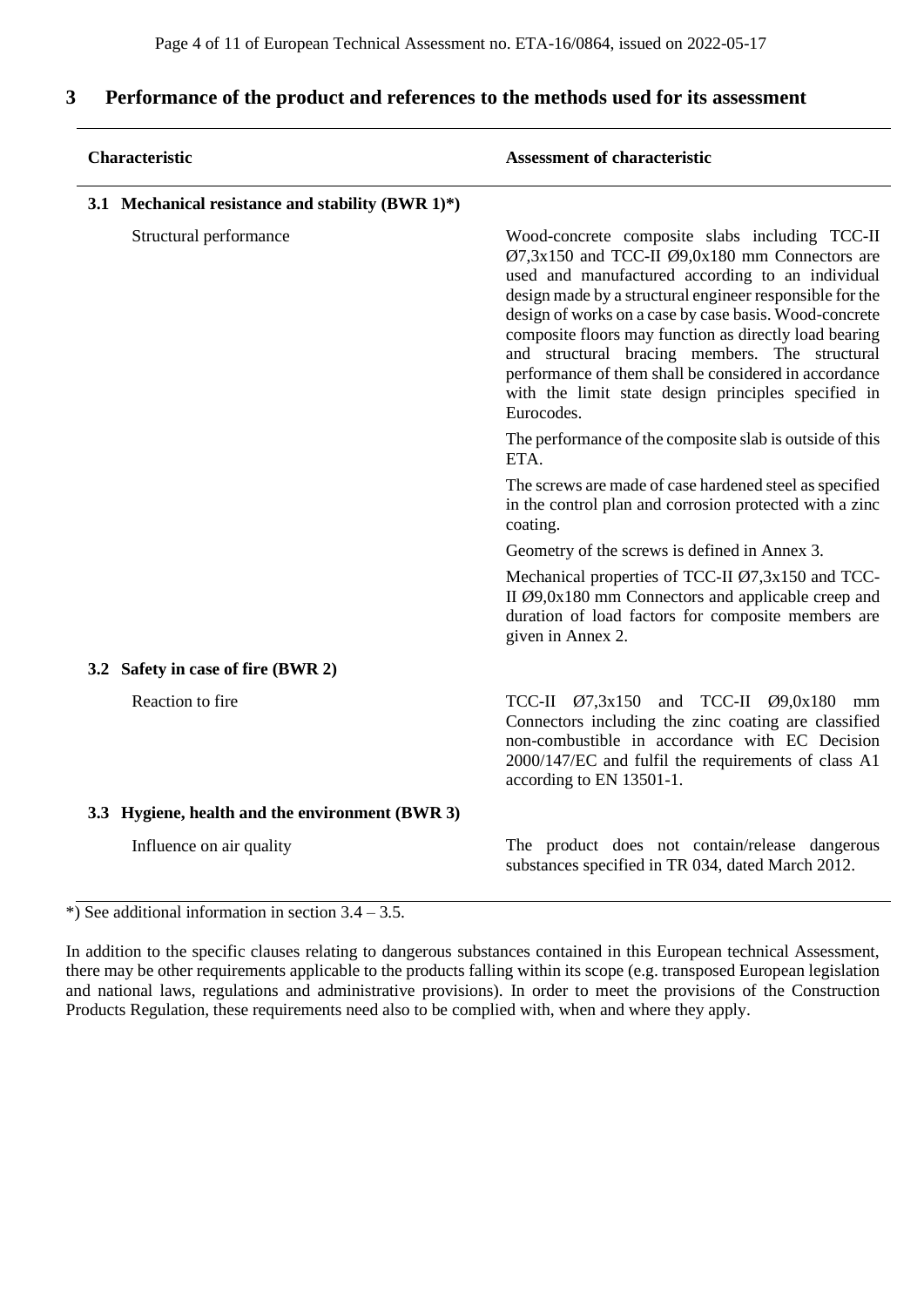## 3 Performance of the product and references to the methods used for its assessment

| Characteristic | Assessment of characteristic |
|---|---|
| **3.1 Mechanical resistance and stability (BWR 1)*)** | |
| Structural performance | Wood-concrete composite slabs including TCC-II Ø7,3x150 and TCC-II Ø9,0x180 mm Connectors are used and manufactured according to an individual design made by a structural engineer responsible for the design of works on a case by case basis. Wood-concrete composite floors may function as directly load bearing and structural bracing members. The structural performance of them shall be considered in accordance with the limit state design principles specified in Eurocodes.<br><br>The performance of the composite slab is outside of this ETA.<br><br>The screws are made of case hardened steel as specified in the control plan and corrosion protected with a zinc coating.<br><br>Geometry of the screws is defined in Annex 3.<br><br>Mechanical properties of TCC-II Ø7,3x150 and TCC-II Ø9,0x180 mm Connectors and applicable creep and duration of load factors for composite members are given in Annex 2. |
| **3.2 Safety in case of fire (BWR 2)** | |
| Reaction to fire | TCC-II Ø7,3x150 and TCC-II Ø9,0x180 mm Connectors including the zinc coating are classified non-combustible in accordance with EC Decision 2000/147/EC and fulfil the requirements of class A1 according to EN 13501-1. |
| **3.3 Hygiene, health and the environment (BWR 3)** | |
| Influence on air quality | The product does not contain/release dangerous substances specified in TR 034, dated March 2012. |

*) See additional information in section 3.4 – 3.5.

In addition to the specific clauses relating to dangerous substances contained in this European technical Assessment, there may be other requirements applicable to the products falling within its scope (e.g. transposed European legislation and national laws, regulations and administrative provisions). In order to meet the provisions of the Construction Products Regulation, these requirements need also to be complied with, when and where they apply.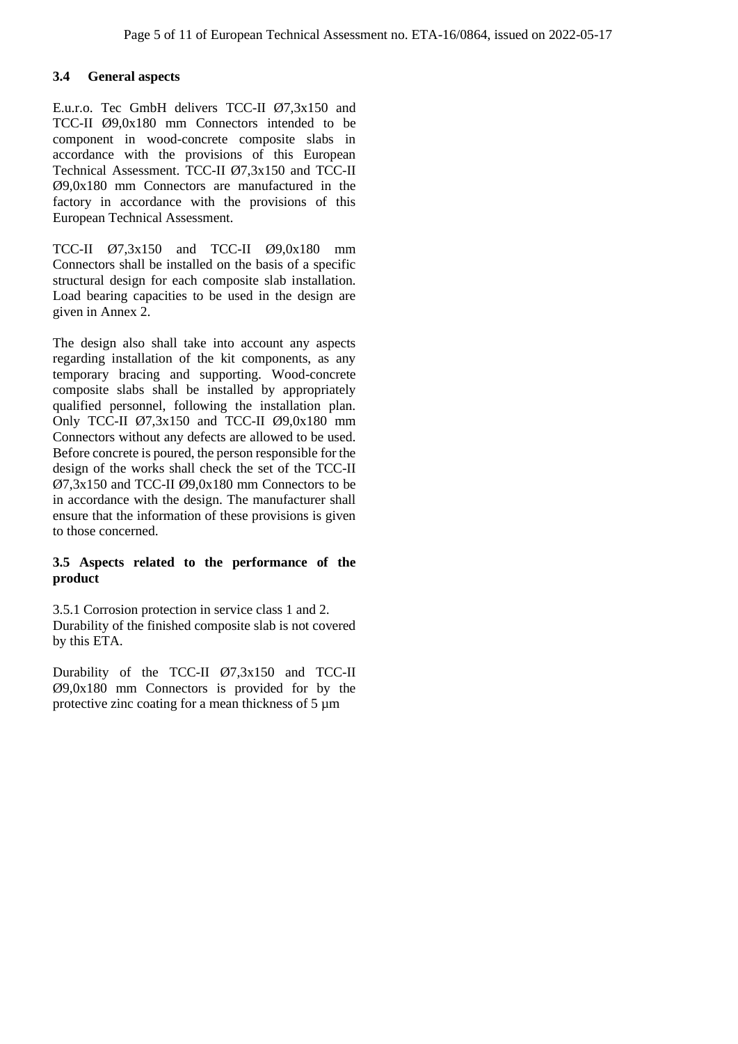### 3.4 General aspects

E.u.r.o. Tec GmbH delivers TCC-II Ø7,3x150 and TCC-II Ø9,0x180 mm Connectors intended to be component in wood-concrete composite slabs in accordance with the provisions of this European Technical Assessment. TCC-II Ø7,3x150 and TCC-II Ø9,0x180 mm Connectors are manufactured in the factory in accordance with the provisions of this European Technical Assessment.

TCC-II Ø7,3x150 and TCC-II Ø9,0x180 mm Connectors shall be installed on the basis of a specific structural design for each composite slab installation. Load bearing capacities to be used in the design are given in Annex 2.

The design also shall take into account any aspects regarding installation of the kit components, as any temporary bracing and supporting. Wood-concrete composite slabs shall be installed by appropriately qualified personnel, following the installation plan. Only TCC-II Ø7,3x150 and TCC-II Ø9,0x180 mm Connectors without any defects are allowed to be used. Before concrete is poured, the person responsible for the design of the works shall check the set of the TCC-II Ø7,3x150 and TCC-II Ø9,0x180 mm Connectors to be in accordance with the design. The manufacturer shall ensure that the information of these provisions is given to those concerned.

### 3.5 Aspects related to the performance of the product

3.5.1 Corrosion protection in service class 1 and 2.
Durability of the finished composite slab is not covered by this ETA.

Durability of the TCC-II Ø7,3x150 and TCC-II Ø9,0x180 mm Connectors is provided for by the protective zinc coating for a mean thickness of 5 µm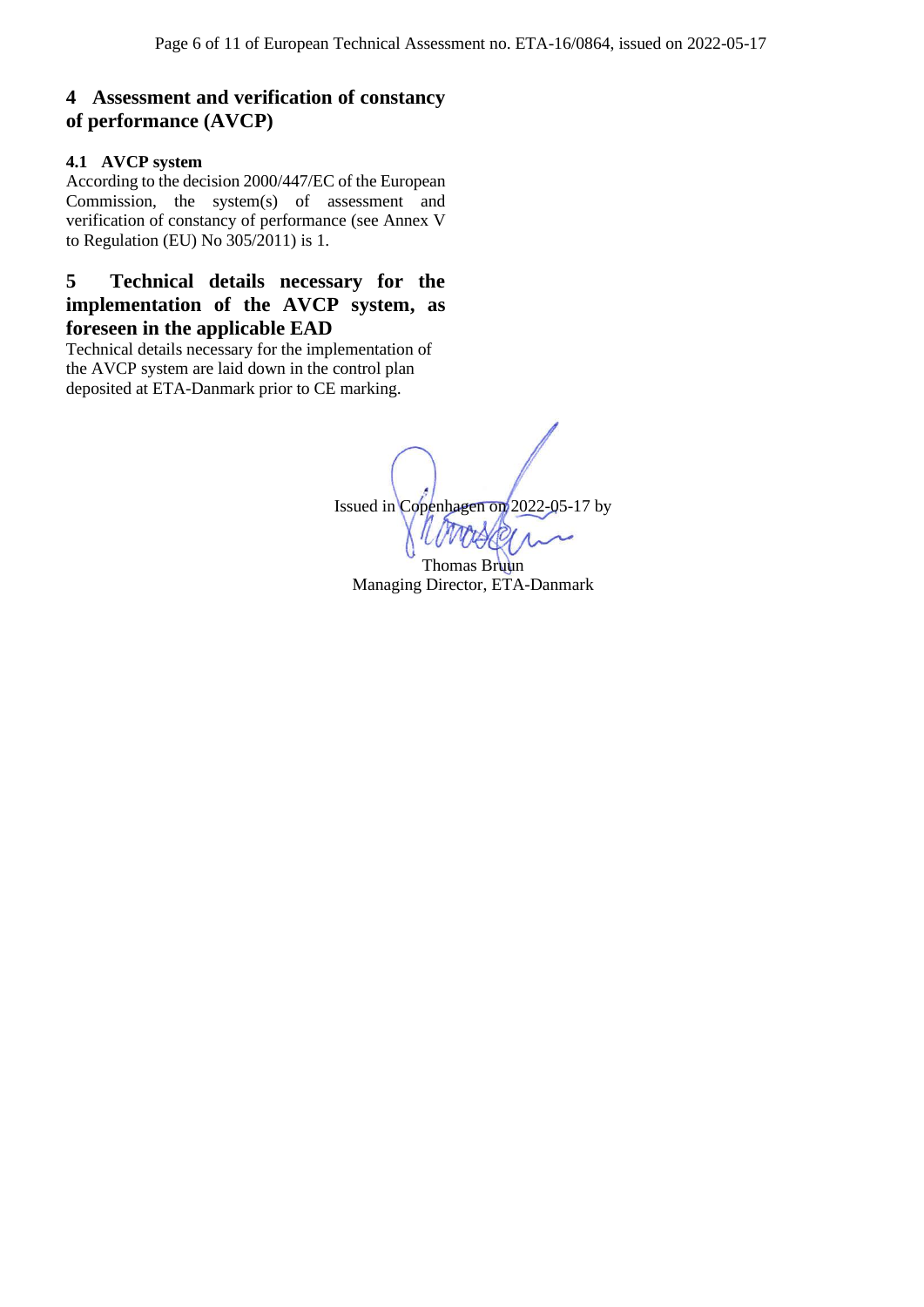## 4 Assessment and verification of constancy of performance (AVCP)

### 4.1 AVCP system

According to the decision 2000/447/EC of the European Commission, the system(s) of assessment and verification of constancy of performance (see Annex V to Regulation (EU) No 305/2011) is 1.

## 5 Technical details necessary for the implementation of the AVCP system, as foreseen in the applicable EAD

Technical details necessary for the implementation of the AVCP system are laid down in the control plan deposited at ETA-Danmark prior to CE marking.

Issued in Copenhagen on 2022-05-17 by

Thomas Bruun
Managing Director, ETA-Danmark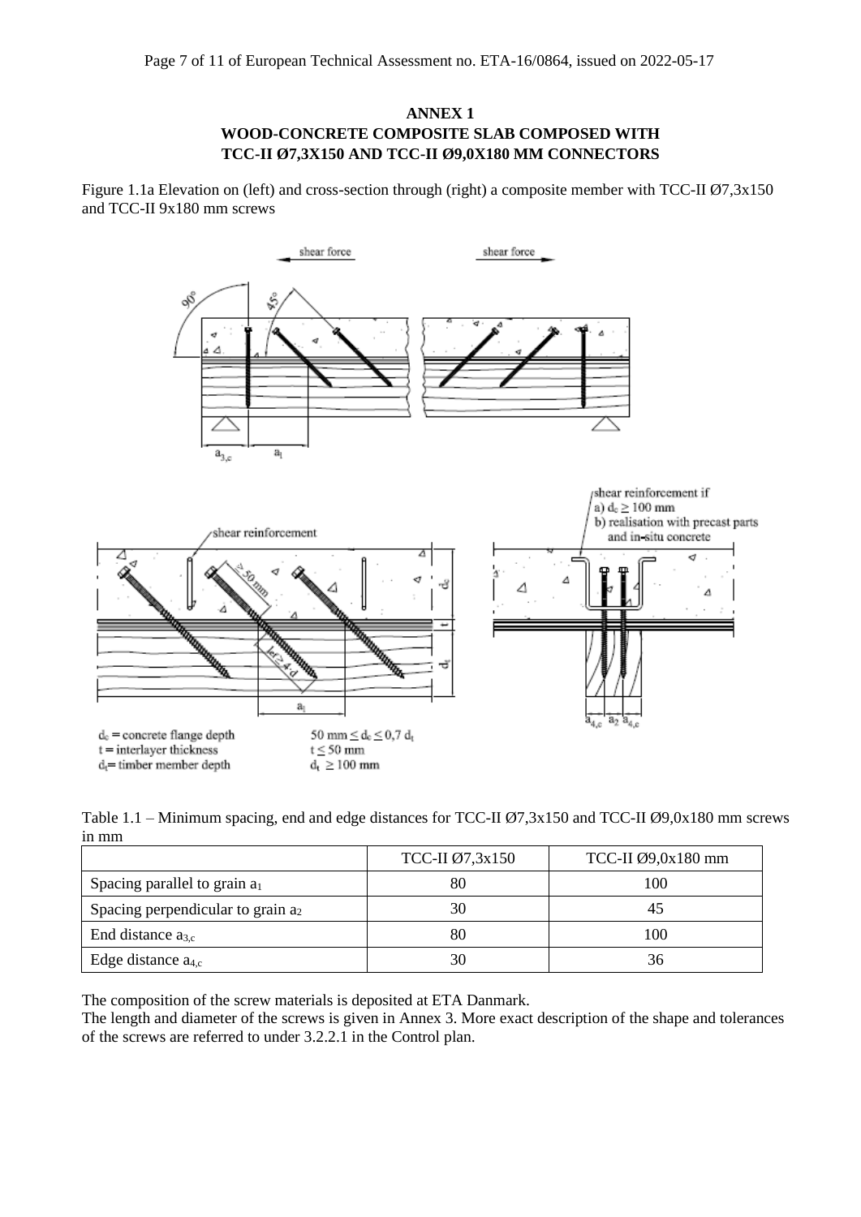## ANNEX 1
## WOOD-CONCRETE COMPOSITE SLAB COMPOSED WITH TCC-II Ø7,3X150 AND TCC-II Ø9,0X180 MM CONNECTORS

Figure 1.1a Elevation on (left) and cross-section through (right) a composite member with TCC-II Ø7,3x150 and TCC-II 9x180 mm screws

$d_c$ = concrete flange depth
t = interlayer thickness
$d_t$ = timber member depth

$50 \text{ mm} \leq d_c \leq 0,7\ d_t$
$t \leq 50$ mm
$d_t \geq 100$ mm

Table 1.1 – Minimum spacing, end and edge distances for TCC-II Ø7,3x150 and TCC-II Ø9,0x180 mm screws in mm

| | TCC-II Ø7,3x150 | TCC-II Ø9,0x180 mm |
|---|---|---|
| Spacing parallel to grain $a_1$ | 80 | 100 |
| Spacing perpendicular to grain $a_2$ | 30 | 45 |
| End distance $a_{3,c}$ | 80 | 100 |
| Edge distance $a_{4,c}$ | 30 | 36 |

The composition of the screw materials is deposited at ETA Danmark.
The length and diameter of the screws is given in Annex 3. More exact description of the shape and tolerances of the screws are referred to under 3.2.2.1 in the Control plan.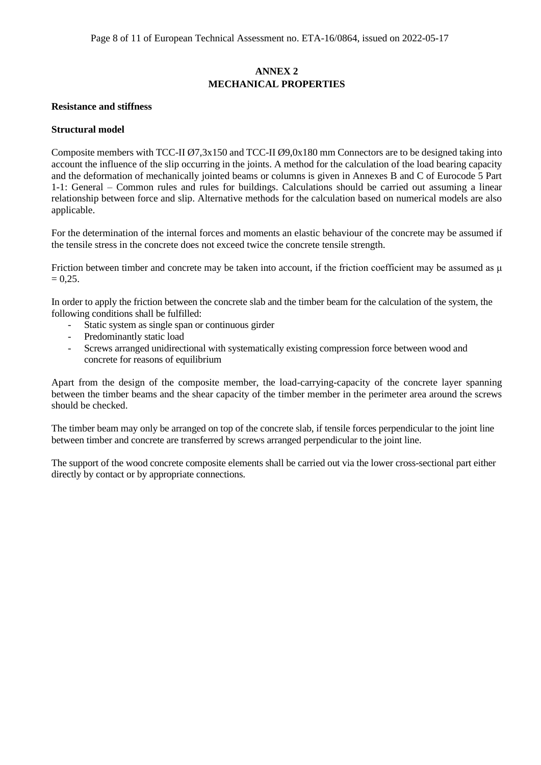# ANNEX 2
# MECHANICAL PROPERTIES

**Resistance and stiffness**

**Structural model**

Composite members with TCC-II Ø7,3x150 and TCC-II Ø9,0x180 mm Connectors are to be designed taking into account the influence of the slip occurring in the joints. A method for the calculation of the load bearing capacity and the deformation of mechanically jointed beams or columns is given in Annexes B and C of Eurocode 5 Part 1-1: General – Common rules and rules for buildings. Calculations should be carried out assuming a linear relationship between force and slip. Alternative methods for the calculation based on numerical models are also applicable.

For the determination of the internal forces and moments an elastic behaviour of the concrete may be assumed if the tensile stress in the concrete does not exceed twice the concrete tensile strength.

Friction between timber and concrete may be taken into account, if the friction coefficient may be assumed as $\mu = 0,25$.

In order to apply the friction between the concrete slab and the timber beam for the calculation of the system, the following conditions shall be fulfilled:

- Static system as single span or continuous girder
- Predominantly static load
- Screws arranged unidirectional with systematically existing compression force between wood and concrete for reasons of equilibrium

Apart from the design of the composite member, the load-carrying-capacity of the concrete layer spanning between the timber beams and the shear capacity of the timber member in the perimeter area around the screws should be checked.

The timber beam may only be arranged on top of the concrete slab, if tensile forces perpendicular to the joint line between timber and concrete are transferred by screws arranged perpendicular to the joint line.

The support of the wood concrete composite elements shall be carried out via the lower cross-sectional part either directly by contact or by appropriate connections.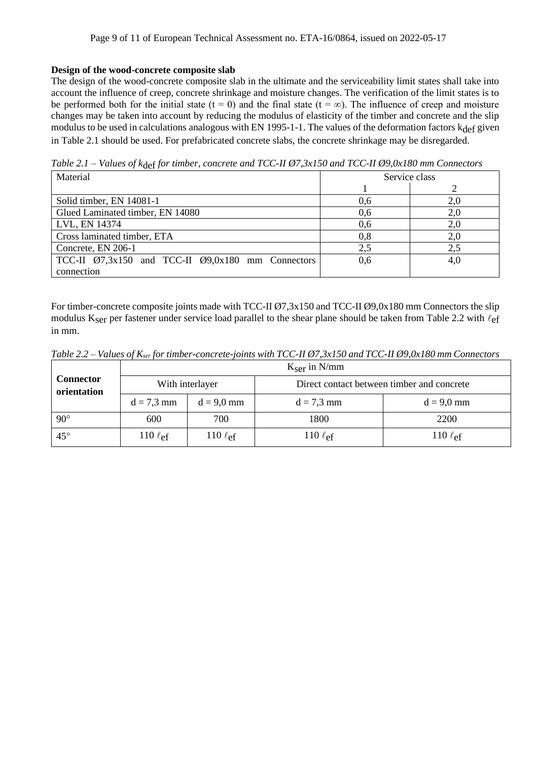**Design of the wood-concrete composite slab**

The design of the wood-concrete composite slab in the ultimate and the serviceability limit states shall take into account the influence of creep, concrete shrinkage and moisture changes. The verification of the limit states is to be performed both for the initial state ($t = 0$) and the final state ($t = \infty$). The influence of creep and moisture changes may be taken into account by reducing the modulus of elasticity of the timber and concrete and the slip modulus to be used in calculations analogous with EN 1995-1-1. The values of the deformation factors $k_{def}$ given in Table 2.1 should be used. For prefabricated concrete slabs, the concrete shrinkage may be disregarded.

*Table 2.1 – Values of $k_{def}$ for timber, concrete and TCC-II Ø7,3x150 and TCC-II Ø9,0x180 mm Connectors*

| Material | Service class | |
|---|---|---|
| | 1 | 2 |
| Solid timber, EN 14081-1 | 0,6 | 2,0 |
| Glued Laminated timber, EN 14080 | 0,6 | 2,0 |
| LVL, EN 14374 | 0,6 | 2,0 |
| Cross laminated timber, ETA | 0,8 | 2,0 |
| Concrete, EN 206-1 | 2,5 | 2,5 |
| TCC-II Ø7,3x150 and TCC-II Ø9,0x180 mm Connectors connection | 0,6 | 4,0 |

For timber-concrete composite joints made with TCC-II Ø7,3x150 and TCC-II Ø9,0x180 mm Connectors the slip modulus $K_{ser}$ per fastener under service load parallel to the shear plane should be taken from Table 2.2 with $\ell_{ef}$ in mm.

*Table 2.2 – Values of $K_{ser}$ for timber-concrete-joints with TCC-II Ø7,3x150 and TCC-II Ø9,0x180 mm Connectors*

| **Connector orientation** | $K_{ser}$ in N/mm | | | |
|---|---|---|---|---|
| | With interlayer | | Direct contact between timber and concrete | |
| | d = 7,3 mm | d = 9,0 mm | d = 7,3 mm | d = 9,0 mm |
| 90° | 600 | 700 | 1800 | 2200 |
| 45° | 110 $\ell_{ef}$ | 110 $\ell_{ef}$ | 110 $\ell_{ef}$ | 110 $\ell_{ef}$ |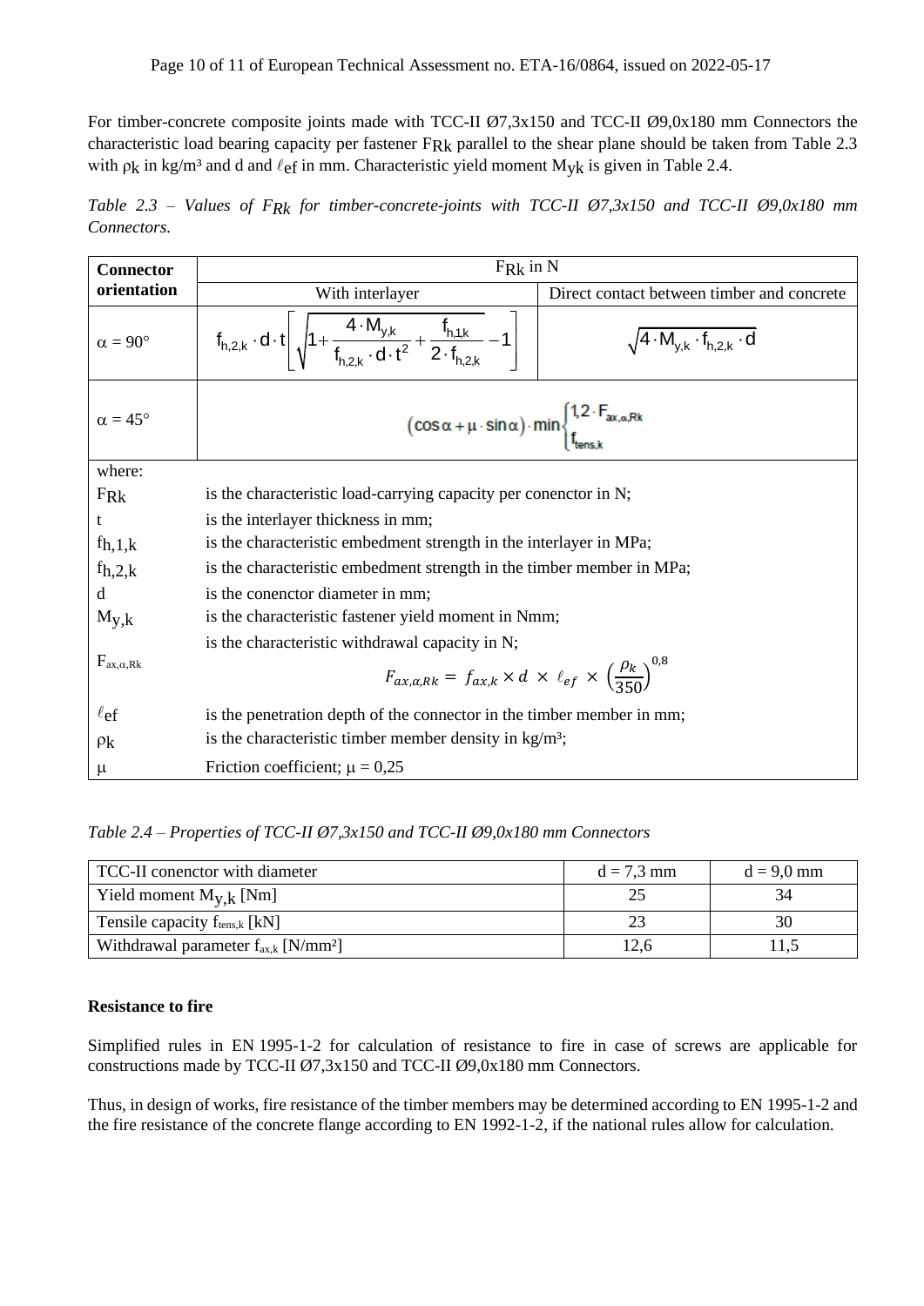For timber-concrete composite joints made with TCC-II Ø7,3x150 and TCC-II Ø9,0x180 mm Connectors the characteristic load bearing capacity per fastener $F_{Rk}$ parallel to the shear plane should be taken from Table 2.3 with $\rho_k$ in kg/m³ and d and $\ell_{ef}$ in mm. Characteristic yield moment $M_{yk}$ is given in Table 2.4.

*Table 2.3 – Values of $F_{Rk}$ for timber-concrete-joints with TCC-II Ø7,3x150 and TCC-II Ø9,0x180 mm Connectors.*

| **Connector orientation** | $F_{Rk}$ in N | |
|---|---|---|
| | With interlayer | Direct contact between timber and concrete |
| $\alpha = 90°$ | $f_{h,2,k} \cdot d \cdot t \left[ \sqrt{1 + \frac{4 \cdot M_{y,k}}{f_{h,2,k} \cdot d \cdot t^2} + \frac{f_{h,1,k}}{2 \cdot f_{h,2,k}}} - 1 \right]$ | $\sqrt{4 \cdot M_{y,k} \cdot f_{h,2,k} \cdot d}$ |
| $\alpha = 45°$ | $(\cos\alpha + \mu \cdot \sin\alpha) \cdot \min \begin{cases} 1{,}2 \cdot F_{ax,\alpha,Rk} \\ f_{tens,k} \end{cases}$ | |
| where: | | |
| $F_{Rk}$ | is the characteristic load-carrying capacity per conenctor in N; | |
| t | is the interlayer thickness in mm; | |
| $f_{h,1,k}$ | is the characteristic embedment strength in the interlayer in MPa; | |
| $f_{h,2,k}$ | is the characteristic embedment strength in the timber member in MPa; | |
| d | is the conenctor diameter in mm; | |
| $M_{y,k}$ | is the characteristic fastener yield moment in Nmm; | |
| $F_{ax,\alpha,Rk}$ | is the characteristic withdrawal capacity in N; $F_{ax,\alpha,Rk} = f_{ax,k} \times d \times \ell_{ef} \times \left(\frac{\rho_k}{350}\right)^{0,8}$ | |
| $\ell_{ef}$ | is the penetration depth of the connector in the timber member in mm; | |
| $\rho_k$ | is the characteristic timber member density in kg/m³; | |
| $\mu$ | Friction coefficient; $\mu = 0{,}25$ | |

*Table 2.4 – Properties of TCC-II Ø7,3x150 and TCC-II Ø9,0x180 mm Connectors*

| TCC-II conenctor with diameter | d = 7,3 mm | d = 9,0 mm |
|---|---|---|
| Yield moment $M_{y,k}$ [Nm] | 25 | 34 |
| Tensile capacity $f_{tens,k}$ [kN] | 23 | 30 |
| Withdrawal parameter $f_{ax,k}$ [N/mm²] | 12,6 | 11,5 |

**Resistance to fire**

Simplified rules in EN 1995-1-2 for calculation of resistance to fire in case of screws are applicable for constructions made by TCC-II Ø7,3x150 and TCC-II Ø9,0x180 mm Connectors.

Thus, in design of works, fire resistance of the timber members may be determined according to EN 1995-1-2 and the fire resistance of the concrete flange according to EN 1992-1-2, if the national rules allow for calculation.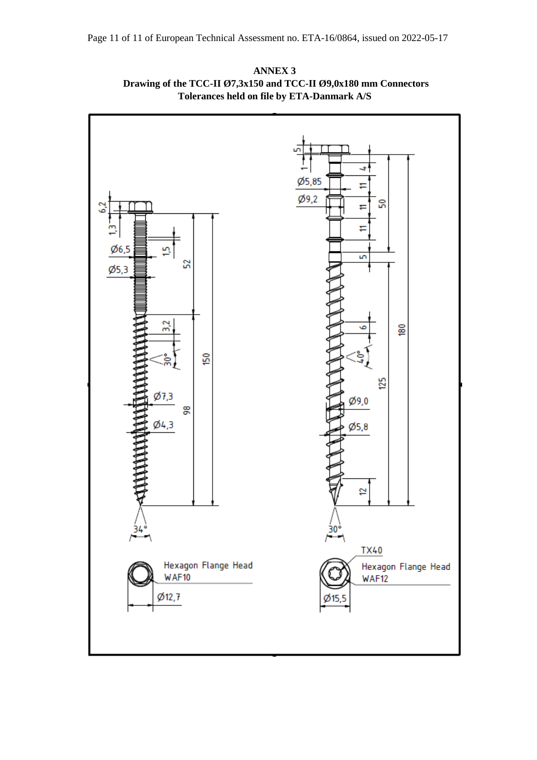**ANNEX 3**
**Drawing of the TCC-II Ø7,3x150 and TCC-II Ø9,0x180 mm Connectors**
**Tolerances held on file by ETA-Danmark A/S**

6,2
1,3
Ø6,5
Ø5,3
1,5
52
3,2
30°
150
Ø7,3
98
Ø4,3
34°

Hexagon Flange Head
WAF10
Ø12,7

5
1
Ø5,85
Ø9,2
4
11
11
11
50
5
6
40°
180
125
Ø9,0
Ø5,8
12
30°

TX40
Hexagon Flange Head
WAF12
Ø15,5